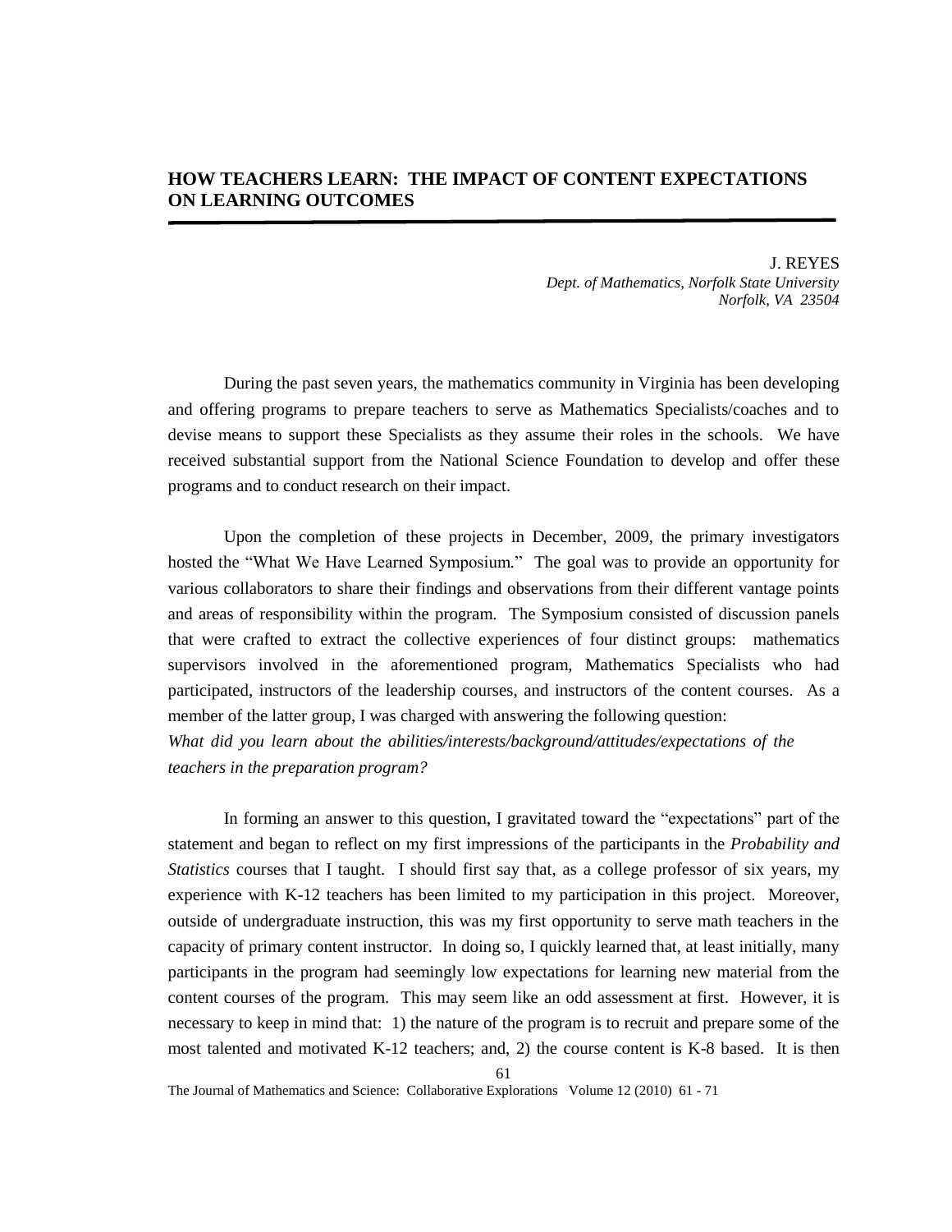# HOW TEACHERS LEARN: THE IMPACT OF CONTENT EXPECTATIONS ON LEARNING OUTCOMES

J. REYES
*Dept. of Mathematics, Norfolk State University*
*Norfolk, VA 23504*

During the past seven years, the mathematics community in Virginia has been developing and offering programs to prepare teachers to serve as Mathematics Specialists/coaches and to devise means to support these Specialists as they assume their roles in the schools. We have received substantial support from the National Science Foundation to develop and offer these programs and to conduct research on their impact.

Upon the completion of these projects in December, 2009, the primary investigators hosted the "What We Have Learned Symposium." The goal was to provide an opportunity for various collaborators to share their findings and observations from their different vantage points and areas of responsibility within the program. The Symposium consisted of discussion panels that were crafted to extract the collective experiences of four distinct groups: mathematics supervisors involved in the aforementioned program, Mathematics Specialists who had participated, instructors of the leadership courses, and instructors of the content courses. As a member of the latter group, I was charged with answering the following question:
*What did you learn about the abilities/interests/background/attitudes/expectations of the teachers in the preparation program?*

In forming an answer to this question, I gravitated toward the "expectations" part of the statement and began to reflect on my first impressions of the participants in the *Probability and Statistics* courses that I taught. I should first say that, as a college professor of six years, my experience with K-12 teachers has been limited to my participation in this project. Moreover, outside of undergraduate instruction, this was my first opportunity to serve math teachers in the capacity of primary content instructor. In doing so, I quickly learned that, at least initially, many participants in the program had seemingly low expectations for learning new material from the content courses of the program. This may seem like an odd assessment at first. However, it is necessary to keep in mind that: 1) the nature of the program is to recruit and prepare some of the most talented and motivated K-12 teachers; and, 2) the course content is K-8 based. It is then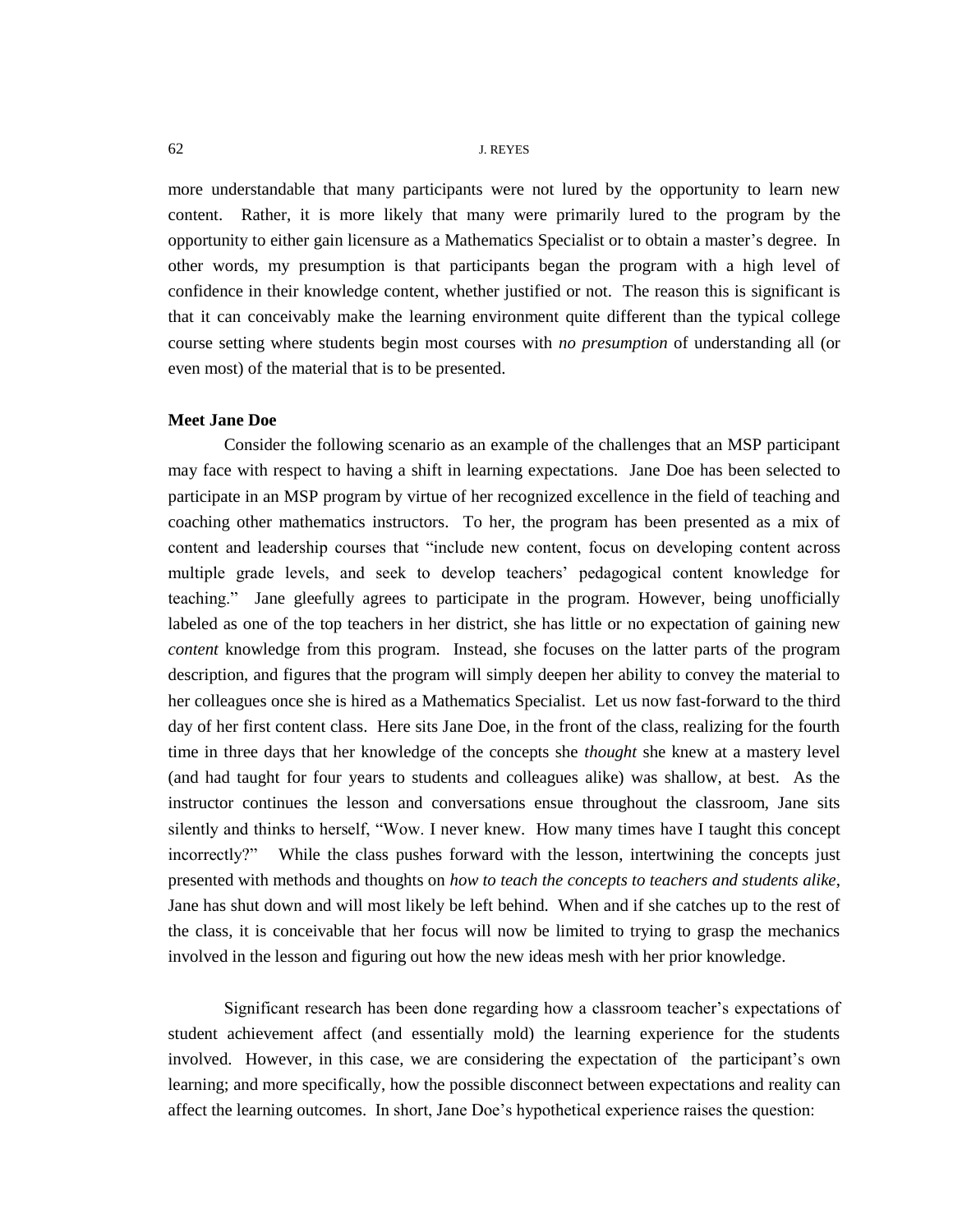more understandable that many participants were not lured by the opportunity to learn new content. Rather, it is more likely that many were primarily lured to the program by the opportunity to either gain licensure as a Mathematics Specialist or to obtain a master's degree. In other words, my presumption is that participants began the program with a high level of confidence in their knowledge content, whether justified or not. The reason this is significant is that it can conceivably make the learning environment quite different than the typical college course setting where students begin most courses with *no presumption* of understanding all (or even most) of the material that is to be presented.

**Meet Jane Doe**

Consider the following scenario as an example of the challenges that an MSP participant may face with respect to having a shift in learning expectations. Jane Doe has been selected to participate in an MSP program by virtue of her recognized excellence in the field of teaching and coaching other mathematics instructors. To her, the program has been presented as a mix of content and leadership courses that "include new content, focus on developing content across multiple grade levels, and seek to develop teachers' pedagogical content knowledge for teaching." Jane gleefully agrees to participate in the program. However, being unofficially labeled as one of the top teachers in her district, she has little or no expectation of gaining new *content* knowledge from this program. Instead, she focuses on the latter parts of the program description, and figures that the program will simply deepen her ability to convey the material to her colleagues once she is hired as a Mathematics Specialist. Let us now fast-forward to the third day of her first content class. Here sits Jane Doe, in the front of the class, realizing for the fourth time in three days that her knowledge of the concepts she *thought* she knew at a mastery level (and had taught for four years to students and colleagues alike) was shallow, at best. As the instructor continues the lesson and conversations ensue throughout the classroom, Jane sits silently and thinks to herself, "Wow. I never knew. How many times have I taught this concept incorrectly?" While the class pushes forward with the lesson, intertwining the concepts just presented with methods and thoughts on *how to teach the concepts to teachers and students alike*, Jane has shut down and will most likely be left behind. When and if she catches up to the rest of the class, it is conceivable that her focus will now be limited to trying to grasp the mechanics involved in the lesson and figuring out how the new ideas mesh with her prior knowledge.

Significant research has been done regarding how a classroom teacher's expectations of student achievement affect (and essentially mold) the learning experience for the students involved. However, in this case, we are considering the expectation of the participant's own learning; and more specifically, how the possible disconnect between expectations and reality can affect the learning outcomes. In short, Jane Doe's hypothetical experience raises the question: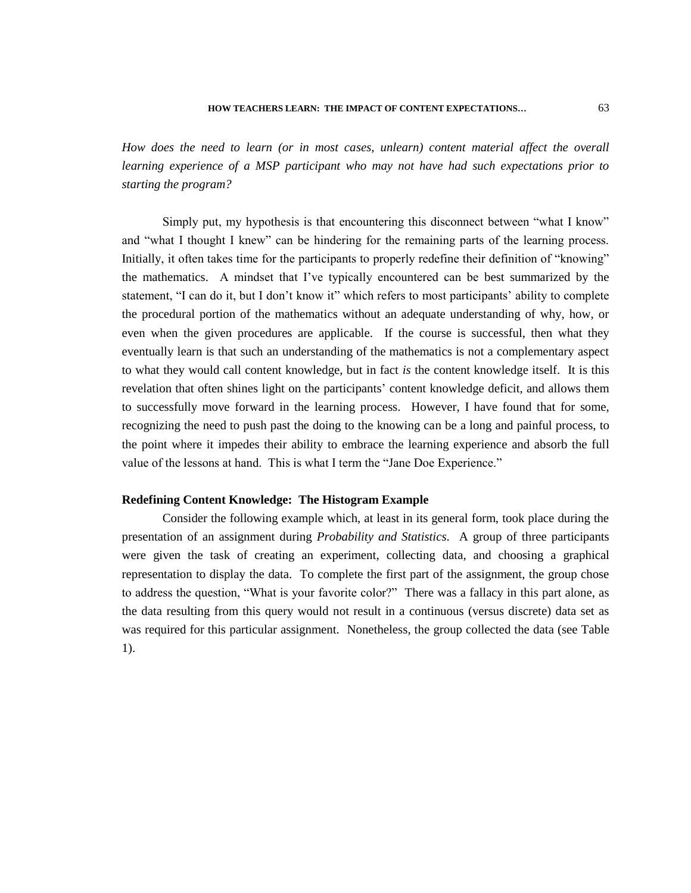*How does the need to learn (or in most cases, unlearn) content material affect the overall learning experience of a MSP participant who may not have had such expectations prior to starting the program?*

Simply put, my hypothesis is that encountering this disconnect between "what I know" and "what I thought I knew" can be hindering for the remaining parts of the learning process. Initially, it often takes time for the participants to properly redefine their definition of "knowing" the mathematics. A mindset that I've typically encountered can be best summarized by the statement, "I can do it, but I don't know it" which refers to most participants' ability to complete the procedural portion of the mathematics without an adequate understanding of why, how, or even when the given procedures are applicable. If the course is successful, then what they eventually learn is that such an understanding of the mathematics is not a complementary aspect to what they would call content knowledge, but in fact *is* the content knowledge itself. It is this revelation that often shines light on the participants' content knowledge deficit, and allows them to successfully move forward in the learning process. However, I have found that for some, recognizing the need to push past the doing to the knowing can be a long and painful process, to the point where it impedes their ability to embrace the learning experience and absorb the full value of the lessons at hand. This is what I term the "Jane Doe Experience."

### Redefining Content Knowledge: The Histogram Example

Consider the following example which, at least in its general form, took place during the presentation of an assignment during *Probability and Statistics*. A group of three participants were given the task of creating an experiment, collecting data, and choosing a graphical representation to display the data. To complete the first part of the assignment, the group chose to address the question, "What is your favorite color?" There was a fallacy in this part alone, as the data resulting from this query would not result in a continuous (versus discrete) data set as was required for this particular assignment. Nonetheless, the group collected the data (see Table 1).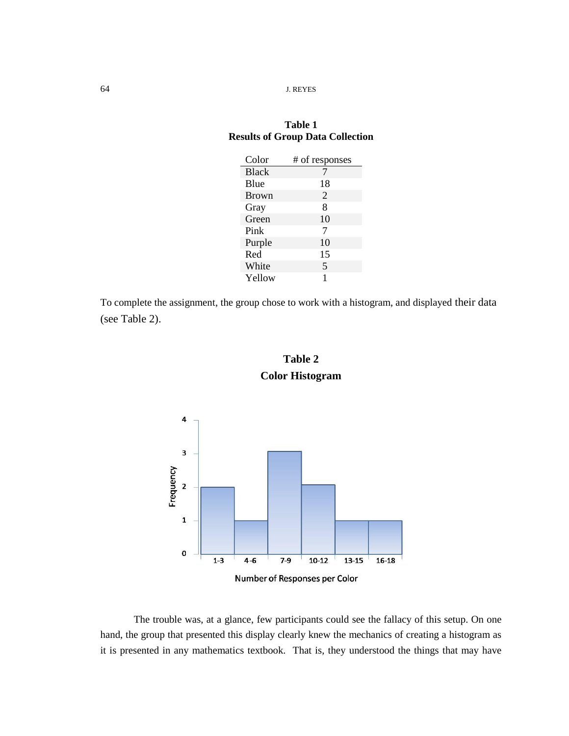**Table 1**
**Results of Group Data Collection**

| Color | # of responses |
|---|---|
| Black | 7 |
| Blue | 18 |
| Brown | 2 |
| Gray | 8 |
| Green | 10 |
| Pink | 7 |
| Purple | 10 |
| Red | 15 |
| White | 5 |
| Yellow | 1 |

To complete the assignment, the group chose to work with a histogram, and displayed their data (see Table 2).

**Table 2**
**Color Histogram**

| Number of Responses per Color | Frequency |
|---|---|
| 1-3 | 2 |
| 4-6 | 1 |
| 7-9 | 3 |
| 10-12 | 2 |
| 13-15 | 1 |
| 16-18 | 1 |

The trouble was, at a glance, few participants could see the fallacy of this setup. On one hand, the group that presented this display clearly knew the mechanics of creating a histogram as it is presented in any mathematics textbook. That is, they understood the things that may have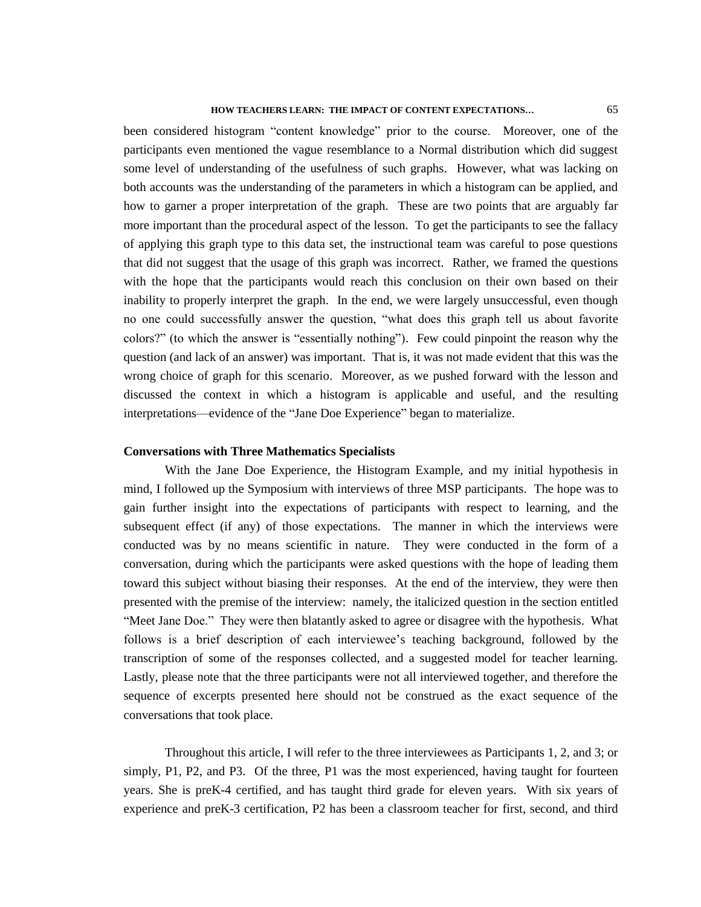been considered histogram "content knowledge" prior to the course. Moreover, one of the participants even mentioned the vague resemblance to a Normal distribution which did suggest some level of understanding of the usefulness of such graphs. However, what was lacking on both accounts was the understanding of the parameters in which a histogram can be applied, and how to garner a proper interpretation of the graph. These are two points that are arguably far more important than the procedural aspect of the lesson. To get the participants to see the fallacy of applying this graph type to this data set, the instructional team was careful to pose questions that did not suggest that the usage of this graph was incorrect. Rather, we framed the questions with the hope that the participants would reach this conclusion on their own based on their inability to properly interpret the graph. In the end, we were largely unsuccessful, even though no one could successfully answer the question, "what does this graph tell us about favorite colors?" (to which the answer is "essentially nothing"). Few could pinpoint the reason why the question (and lack of an answer) was important. That is, it was not made evident that this was the wrong choice of graph for this scenario. Moreover, as we pushed forward with the lesson and discussed the context in which a histogram is applicable and useful, and the resulting interpretations—evidence of the "Jane Doe Experience" began to materialize.

**Conversations with Three Mathematics Specialists**

With the Jane Doe Experience, the Histogram Example, and my initial hypothesis in mind, I followed up the Symposium with interviews of three MSP participants. The hope was to gain further insight into the expectations of participants with respect to learning, and the subsequent effect (if any) of those expectations. The manner in which the interviews were conducted was by no means scientific in nature. They were conducted in the form of a conversation, during which the participants were asked questions with the hope of leading them toward this subject without biasing their responses. At the end of the interview, they were then presented with the premise of the interview: namely, the italicized question in the section entitled "Meet Jane Doe." They were then blatantly asked to agree or disagree with the hypothesis. What follows is a brief description of each interviewee's teaching background, followed by the transcription of some of the responses collected, and a suggested model for teacher learning. Lastly, please note that the three participants were not all interviewed together, and therefore the sequence of excerpts presented here should not be construed as the exact sequence of the conversations that took place.

Throughout this article, I will refer to the three interviewees as Participants 1, 2, and 3; or simply, P1, P2, and P3. Of the three, P1 was the most experienced, having taught for fourteen years. She is preK-4 certified, and has taught third grade for eleven years. With six years of experience and preK-3 certification, P2 has been a classroom teacher for first, second, and third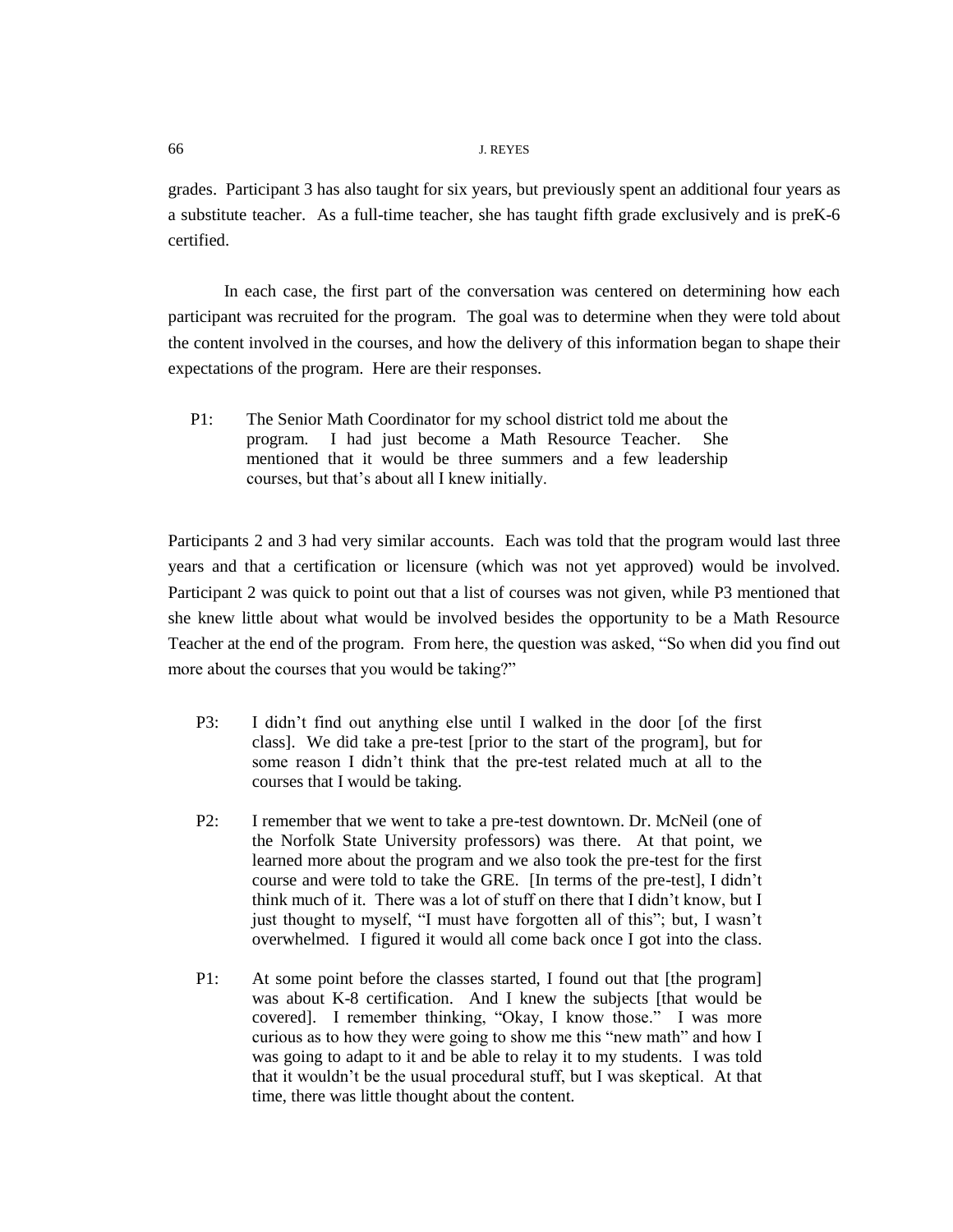grades. Participant 3 has also taught for six years, but previously spent an additional four years as a substitute teacher. As a full-time teacher, she has taught fifth grade exclusively and is preK-6 certified.

In each case, the first part of the conversation was centered on determining how each participant was recruited for the program. The goal was to determine when they were told about the content involved in the courses, and how the delivery of this information began to shape their expectations of the program. Here are their responses.

> P1: The Senior Math Coordinator for my school district told me about the program. I had just become a Math Resource Teacher. She mentioned that it would be three summers and a few leadership courses, but that's about all I knew initially.

Participants 2 and 3 had very similar accounts. Each was told that the program would last three years and that a certification or licensure (which was not yet approved) would be involved. Participant 2 was quick to point out that a list of courses was not given, while P3 mentioned that she knew little about what would be involved besides the opportunity to be a Math Resource Teacher at the end of the program. From here, the question was asked, "So when did you find out more about the courses that you would be taking?"

> P3: I didn't find out anything else until I walked in the door [of the first class]. We did take a pre-test [prior to the start of the program], but for some reason I didn't think that the pre-test related much at all to the courses that I would be taking.

> P2: I remember that we went to take a pre-test downtown. Dr. McNeil (one of the Norfolk State University professors) was there. At that point, we learned more about the program and we also took the pre-test for the first course and were told to take the GRE. [In terms of the pre-test], I didn't think much of it. There was a lot of stuff on there that I didn't know, but I just thought to myself, "I must have forgotten all of this"; but, I wasn't overwhelmed. I figured it would all come back once I got into the class.

> P1: At some point before the classes started, I found out that [the program] was about K-8 certification. And I knew the subjects [that would be covered]. I remember thinking, "Okay, I know those." I was more curious as to how they were going to show me this "new math" and how I was going to adapt to it and be able to relay it to my students. I was told that it wouldn't be the usual procedural stuff, but I was skeptical. At that time, there was little thought about the content.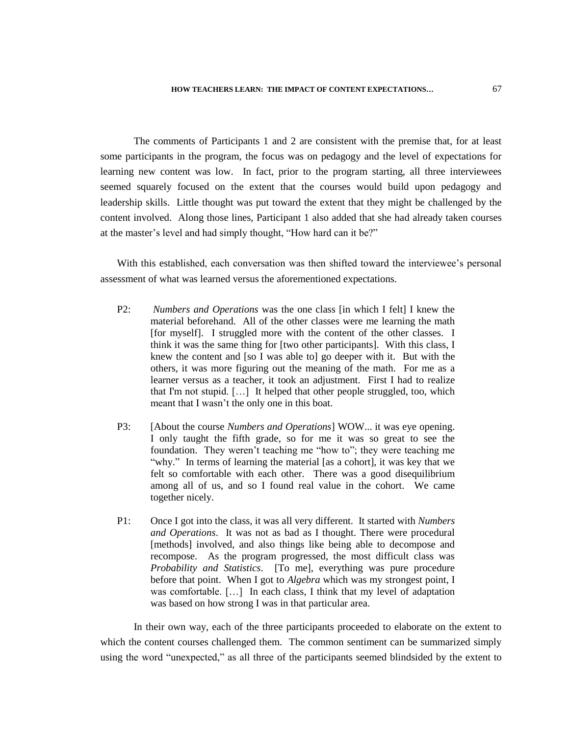The comments of Participants 1 and 2 are consistent with the premise that, for at least some participants in the program, the focus was on pedagogy and the level of expectations for learning new content was low. In fact, prior to the program starting, all three interviewees seemed squarely focused on the extent that the courses would build upon pedagogy and leadership skills. Little thought was put toward the extent that they might be challenged by the content involved. Along those lines, Participant 1 also added that she had already taken courses at the master's level and had simply thought, "How hard can it be?"

With this established, each conversation was then shifted toward the interviewee's personal assessment of what was learned versus the aforementioned expectations.

> P2: *Numbers and Operations* was the one class [in which I felt] I knew the material beforehand. All of the other classes were me learning the math [for myself]. I struggled more with the content of the other classes. I think it was the same thing for [two other participants]. With this class, I knew the content and [so I was able to] go deeper with it. But with the others, it was more figuring out the meaning of the math. For me as a learner versus as a teacher, it took an adjustment. First I had to realize that I'm not stupid. […] It helped that other people struggled, too, which meant that I wasn't the only one in this boat.

> P3: [About the course *Numbers and Operations*] WOW... it was eye opening. I only taught the fifth grade, so for me it was so great to see the foundation. They weren't teaching me "how to"; they were teaching me "why." In terms of learning the material [as a cohort], it was key that we felt so comfortable with each other. There was a good disequilibrium among all of us, and so I found real value in the cohort. We came together nicely.

> P1: Once I got into the class, it was all very different. It started with *Numbers and Operations*. It was not as bad as I thought. There were procedural [methods] involved, and also things like being able to decompose and recompose. As the program progressed, the most difficult class was *Probability and Statistics*. [To me], everything was pure procedure before that point. When I got to *Algebra* which was my strongest point, I was comfortable. […] In each class, I think that my level of adaptation was based on how strong I was in that particular area.

In their own way, each of the three participants proceeded to elaborate on the extent to which the content courses challenged them. The common sentiment can be summarized simply using the word "unexpected," as all three of the participants seemed blindsided by the extent to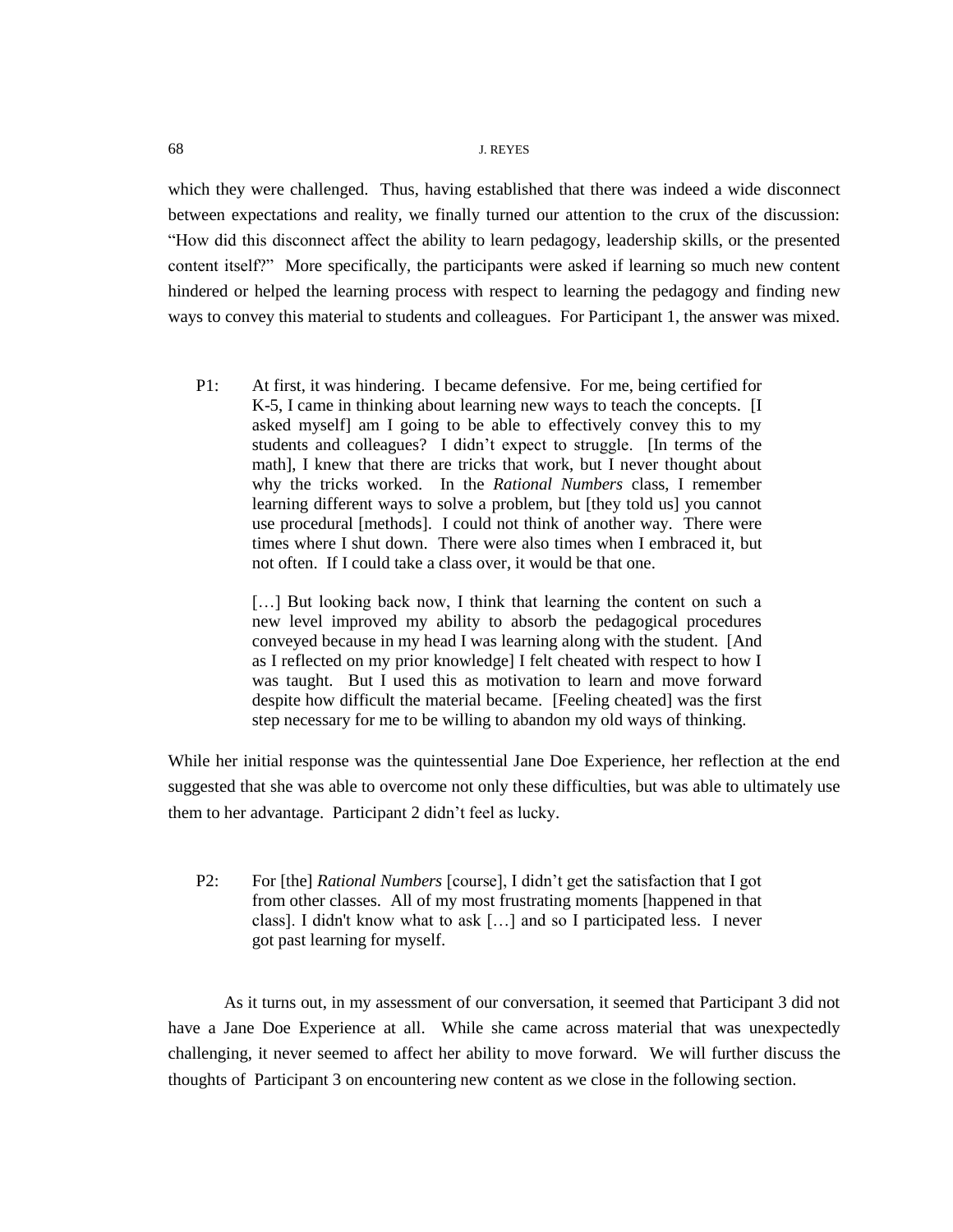which they were challenged. Thus, having established that there was indeed a wide disconnect between expectations and reality, we finally turned our attention to the crux of the discussion: "How did this disconnect affect the ability to learn pedagogy, leadership skills, or the presented content itself?" More specifically, the participants were asked if learning so much new content hindered or helped the learning process with respect to learning the pedagogy and finding new ways to convey this material to students and colleagues. For Participant 1, the answer was mixed.

> P1: At first, it was hindering. I became defensive. For me, being certified for K-5, I came in thinking about learning new ways to teach the concepts. [I asked myself] am I going to be able to effectively convey this to my students and colleagues? I didn't expect to struggle. [In terms of the math], I knew that there are tricks that work, but I never thought about why the tricks worked. In the *Rational Numbers* class, I remember learning different ways to solve a problem, but [they told us] you cannot use procedural [methods]. I could not think of another way. There were times where I shut down. There were also times when I embraced it, but not often. If I could take a class over, it would be that one.
>
> […] But looking back now, I think that learning the content on such a new level improved my ability to absorb the pedagogical procedures conveyed because in my head I was learning along with the student. [And as I reflected on my prior knowledge] I felt cheated with respect to how I was taught. But I used this as motivation to learn and move forward despite how difficult the material became. [Feeling cheated] was the first step necessary for me to be willing to abandon my old ways of thinking.

While her initial response was the quintessential Jane Doe Experience, her reflection at the end suggested that she was able to overcome not only these difficulties, but was able to ultimately use them to her advantage. Participant 2 didn't feel as lucky.

> P2: For [the] *Rational Numbers* [course], I didn't get the satisfaction that I got from other classes. All of my most frustrating moments [happened in that class]. I didn't know what to ask […] and so I participated less. I never got past learning for myself.

As it turns out, in my assessment of our conversation, it seemed that Participant 3 did not have a Jane Doe Experience at all. While she came across material that was unexpectedly challenging, it never seemed to affect her ability to move forward. We will further discuss the thoughts of Participant 3 on encountering new content as we close in the following section.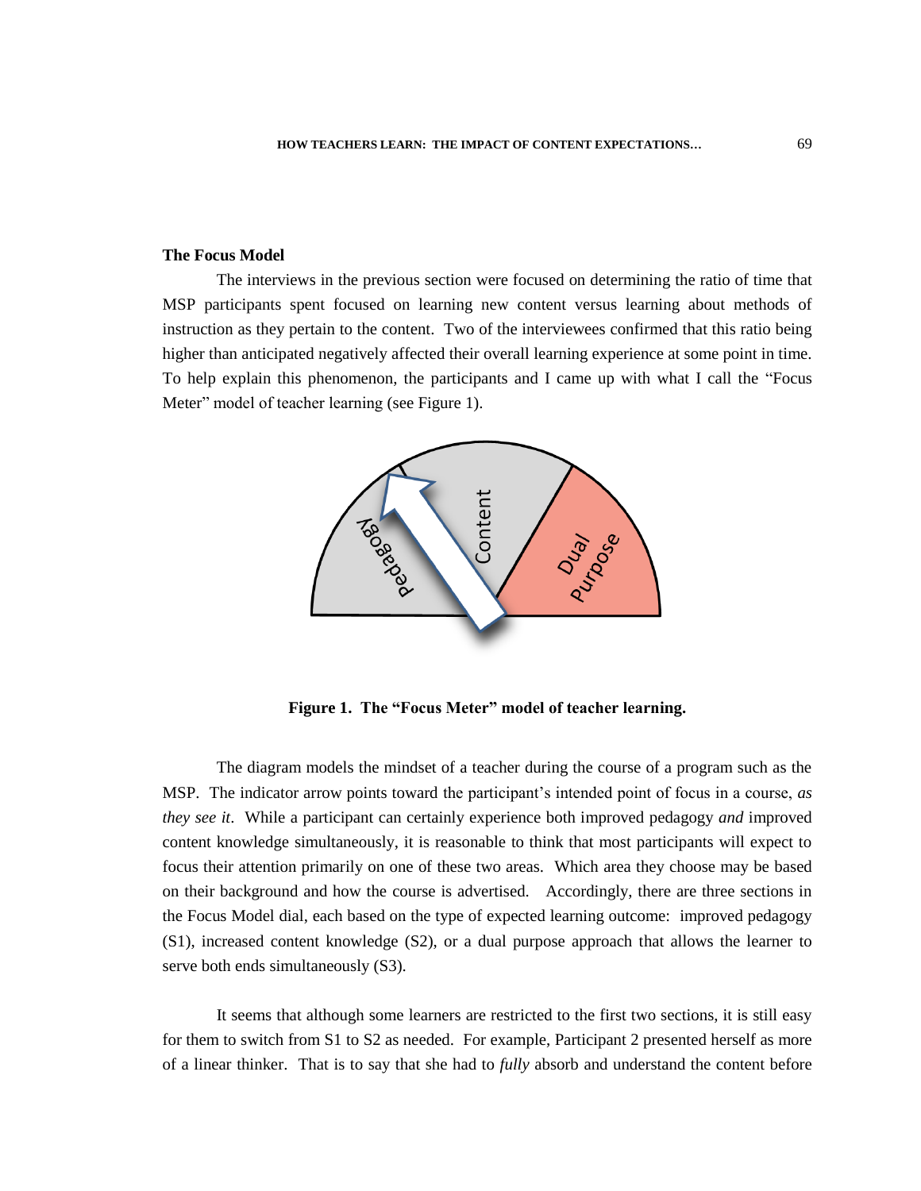**The Focus Model**

The interviews in the previous section were focused on determining the ratio of time that MSP participants spent focused on learning new content versus learning about methods of instruction as they pertain to the content. Two of the interviewees confirmed that this ratio being higher than anticipated negatively affected their overall learning experience at some point in time. To help explain this phenomenon, the participants and I came up with what I call the "Focus Meter" model of teacher learning (see Figure 1).

**Figure 1. The "Focus Meter" model of teacher learning.**

The diagram models the mindset of a teacher during the course of a program such as the MSP. The indicator arrow points toward the participant's intended point of focus in a course, *as they see it*. While a participant can certainly experience both improved pedagogy *and* improved content knowledge simultaneously, it is reasonable to think that most participants will expect to focus their attention primarily on one of these two areas. Which area they choose may be based on their background and how the course is advertised. Accordingly, there are three sections in the Focus Model dial, each based on the type of expected learning outcome: improved pedagogy (S1), increased content knowledge (S2), or a dual purpose approach that allows the learner to serve both ends simultaneously (S3).

It seems that although some learners are restricted to the first two sections, it is still easy for them to switch from S1 to S2 as needed. For example, Participant 2 presented herself as more of a linear thinker. That is to say that she had to *fully* absorb and understand the content before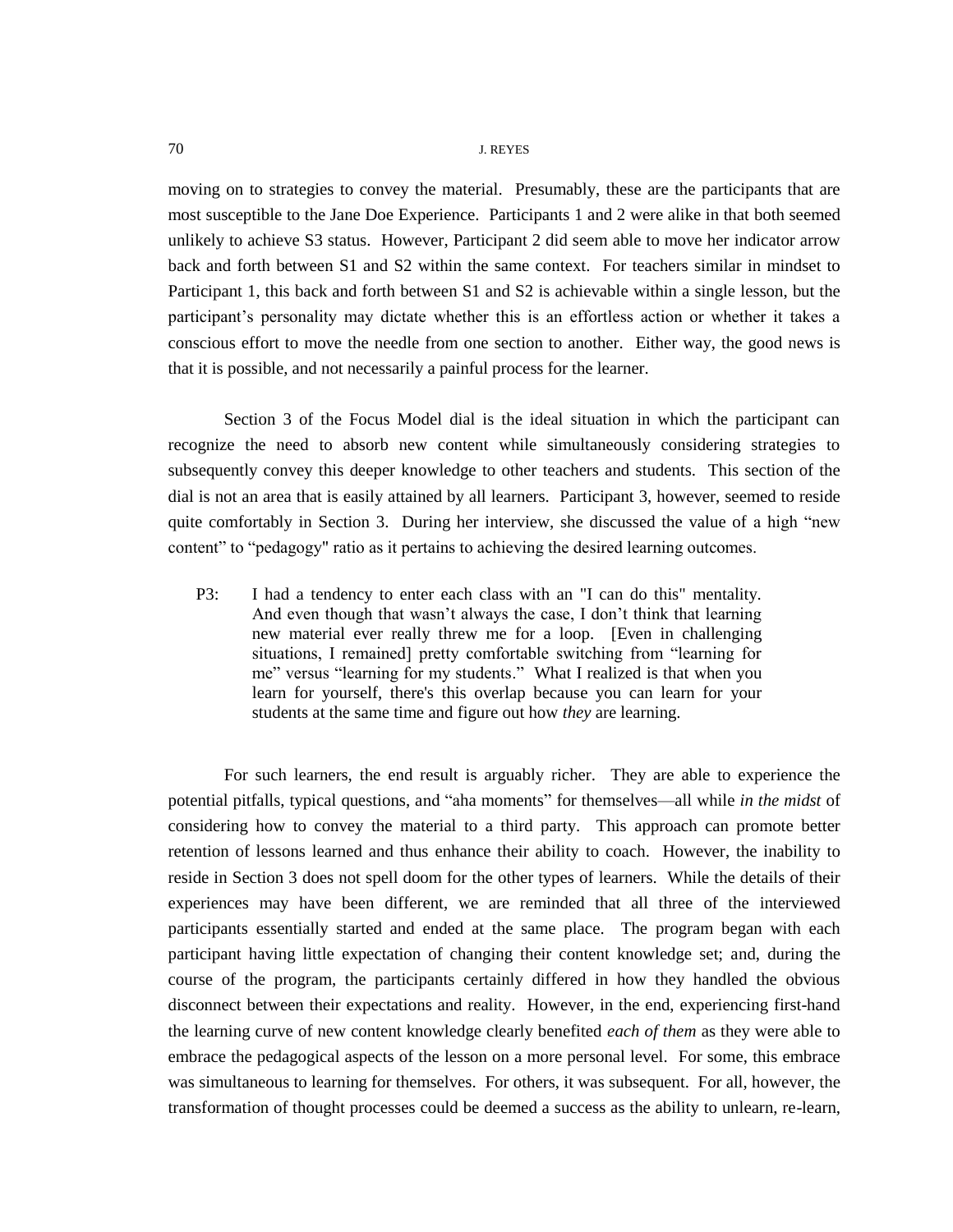moving on to strategies to convey the material. Presumably, these are the participants that are most susceptible to the Jane Doe Experience. Participants 1 and 2 were alike in that both seemed unlikely to achieve S3 status. However, Participant 2 did seem able to move her indicator arrow back and forth between S1 and S2 within the same context. For teachers similar in mindset to Participant 1, this back and forth between S1 and S2 is achievable within a single lesson, but the participant's personality may dictate whether this is an effortless action or whether it takes a conscious effort to move the needle from one section to another. Either way, the good news is that it is possible, and not necessarily a painful process for the learner.

Section 3 of the Focus Model dial is the ideal situation in which the participant can recognize the need to absorb new content while simultaneously considering strategies to subsequently convey this deeper knowledge to other teachers and students. This section of the dial is not an area that is easily attained by all learners. Participant 3, however, seemed to reside quite comfortably in Section 3. During her interview, she discussed the value of a high "new content" to "pedagogy" ratio as it pertains to achieving the desired learning outcomes.

> P3: I had a tendency to enter each class with an "I can do this" mentality. And even though that wasn't always the case, I don't think that learning new material ever really threw me for a loop. [Even in challenging situations, I remained] pretty comfortable switching from "learning for me" versus "learning for my students." What I realized is that when you learn for yourself, there's this overlap because you can learn for your students at the same time and figure out how *they* are learning.

For such learners, the end result is arguably richer. They are able to experience the potential pitfalls, typical questions, and "aha moments" for themselves—all while *in the midst* of considering how to convey the material to a third party. This approach can promote better retention of lessons learned and thus enhance their ability to coach. However, the inability to reside in Section 3 does not spell doom for the other types of learners. While the details of their experiences may have been different, we are reminded that all three of the interviewed participants essentially started and ended at the same place. The program began with each participant having little expectation of changing their content knowledge set; and, during the course of the program, the participants certainly differed in how they handled the obvious disconnect between their expectations and reality. However, in the end, experiencing first-hand the learning curve of new content knowledge clearly benefited *each of them* as they were able to embrace the pedagogical aspects of the lesson on a more personal level. For some, this embrace was simultaneous to learning for themselves. For others, it was subsequent. For all, however, the transformation of thought processes could be deemed a success as the ability to unlearn, re-learn,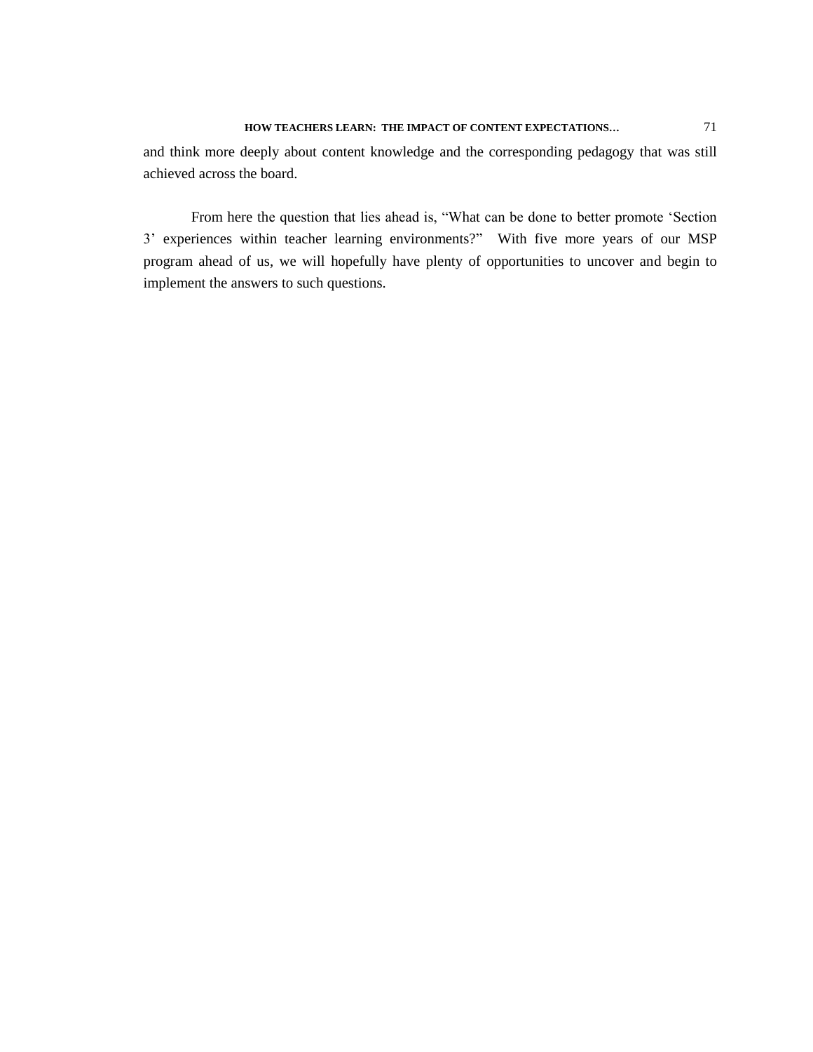and think more deeply about content knowledge and the corresponding pedagogy that was still achieved across the board.

From here the question that lies ahead is, "What can be done to better promote 'Section 3' experiences within teacher learning environments?" With five more years of our MSP program ahead of us, we will hopefully have plenty of opportunities to uncover and begin to implement the answers to such questions.